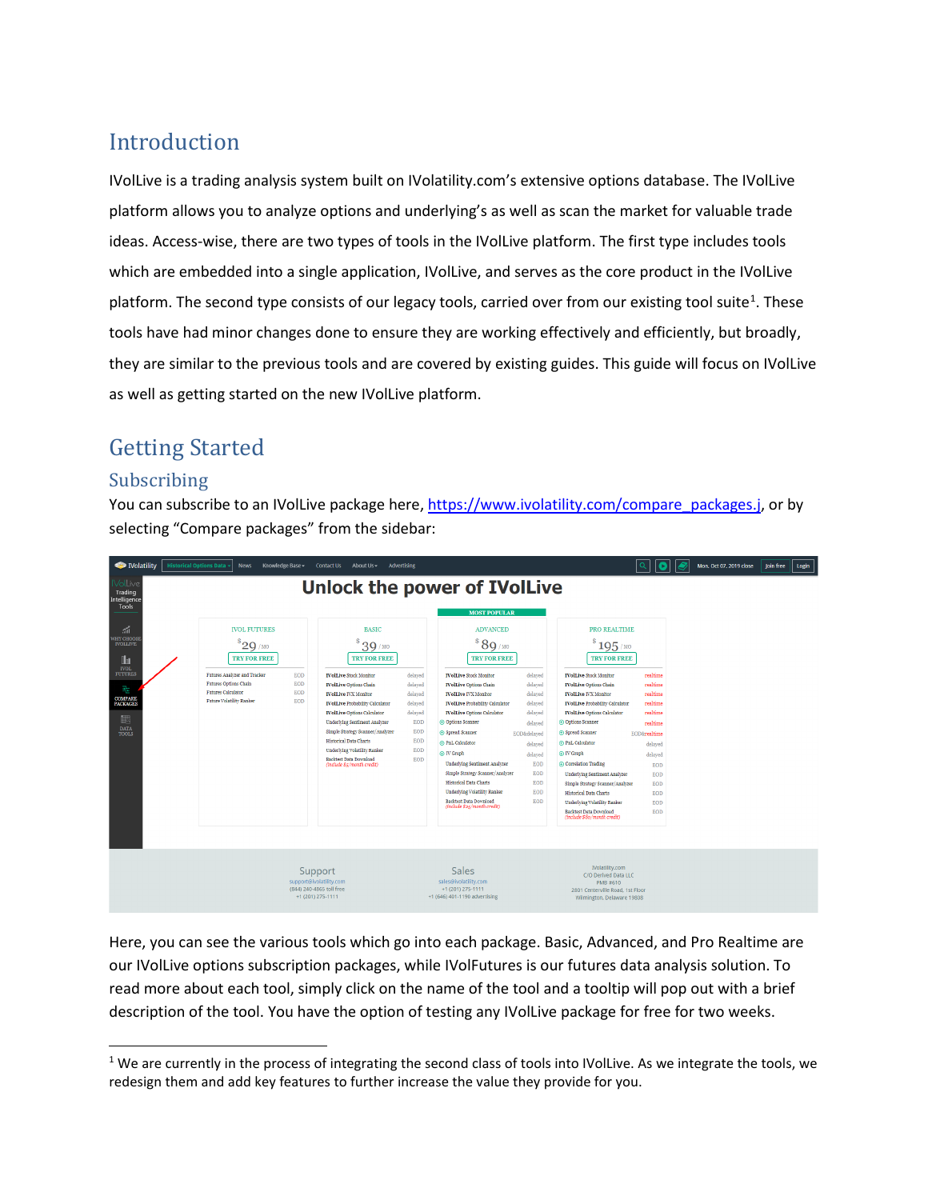# Introduction

IVolLive is a trading analysis system built on IVolatility.com's extensive options database. The IVolLive platform allows you to analyze options and underlying's as well as scan the market for valuable trade ideas. Access-wise, there are two types of tools in the IVolLive platform. The first type includes tools which are embedded into a single application, IVolLive, and serves as the core product in the IVolLive platform. The second type consists of our legacy tools, carried over from our existing tool suite[1]. These tools have had minor changes done to ensure they are working effectively and efficiently, but broadly, they are similar to the previous tools and are covered by existing guides. This guide will focus on IVolLive as well as getting started on the new IVolLive platform.

# Getting Started

## Subscribing

You can subscribe to an IVolLive package here, https://www.ivolatility.com/compare_packages.j, or by selecting "Compare packages" from the sidebar:

Here, you can see the various tools which go into each package. Basic, Advanced, and Pro Realtime are our IVolLive options subscription packages, while IVolFutures is our futures data analysis solution. To read more about each tool, simply click on the name of the tool and a tooltip will pop out with a brief description of the tool. You have the option of testing any IVolLive package for free for two weeks.

---

[1] We are currently in the process of integrating the second class of tools into IVolLive. As we integrate the tools, we redesign them and add key features to further increase the value they provide for you.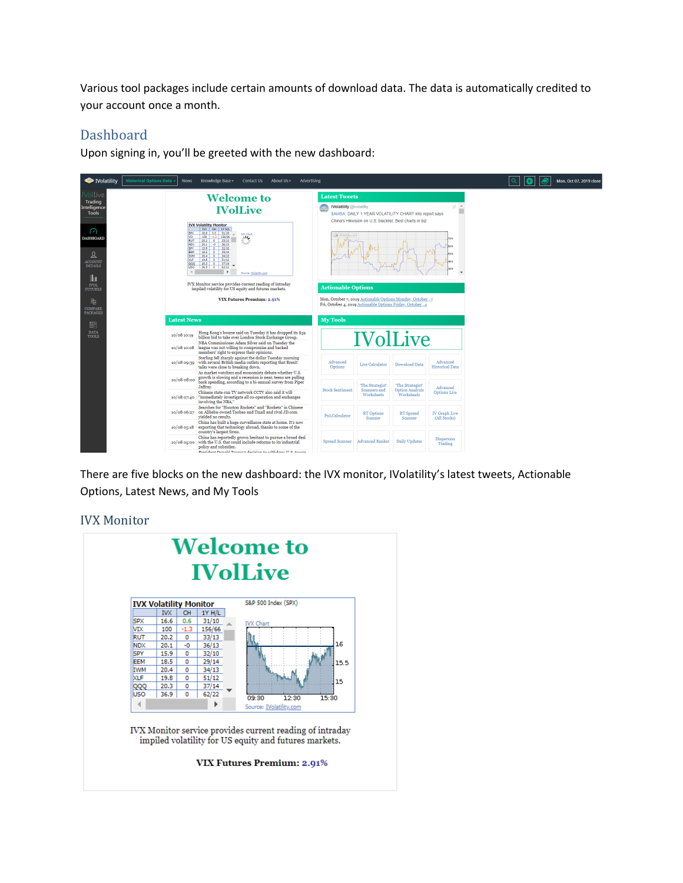Various tool packages include certain amounts of download data. The data is automatically credited to your account once a month.

## Dashboard

Upon signing in, you'll be greeted with the new dashboard:

There are five blocks on the new dashboard: the IVX monitor, IVolatility's latest tweets, Actionable Options, Latest News, and My Tools

## IVX Monitor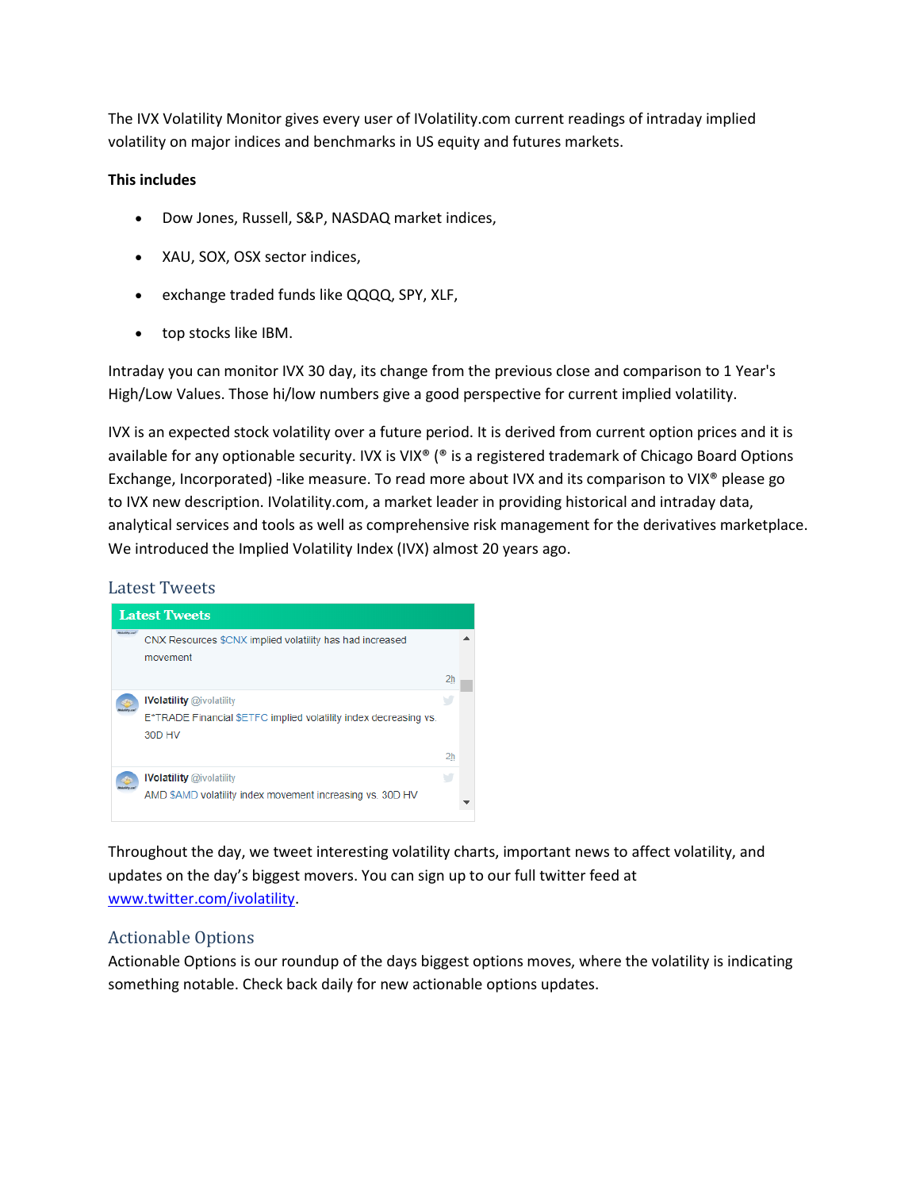The IVX Volatility Monitor gives every user of IVolatility.com current readings of intraday implied volatility on major indices and benchmarks in US equity and futures markets.

**This includes**

- Dow Jones, Russell, S&P, NASDAQ market indices,
- XAU, SOX, OSX sector indices,
- exchange traded funds like QQQQ, SPY, XLF,
- top stocks like IBM.

Intraday you can monitor IVX 30 day, its change from the previous close and comparison to 1 Year's High/Low Values. Those hi/low numbers give a good perspective for current implied volatility.

IVX is an expected stock volatility over a future period. It is derived from current option prices and it is available for any optionable security. IVX is VIX® (® is a registered trademark of Chicago Board Options Exchange, Incorporated) -like measure. To read more about IVX and its comparison to VIX® please go to IVX new description. IVolatility.com, a market leader in providing historical and intraday data, analytical services and tools as well as comprehensive risk management for the derivatives marketplace. We introduced the Implied Volatility Index (IVX) almost 20 years ago.

## Latest Tweets

**Latest Tweets**

CNX Resources $CNX implied volatility has had increased movement

2h

**IVolatility** @ivolatility
E*TRADE Financial $ETFC implied volatility index decreasing vs. 30D HV

2h

**IVolatility** @ivolatility
AMD $AMD volatility index movement increasing vs. 30D HV

Throughout the day, we tweet interesting volatility charts, important news to affect volatility, and updates on the day's biggest movers. You can sign up to our full twitter feed at [www.twitter.com/ivolatility](http://www.twitter.com/ivolatility).

## Actionable Options

Actionable Options is our roundup of the days biggest options moves, where the volatility is indicating something notable. Check back daily for new actionable options updates.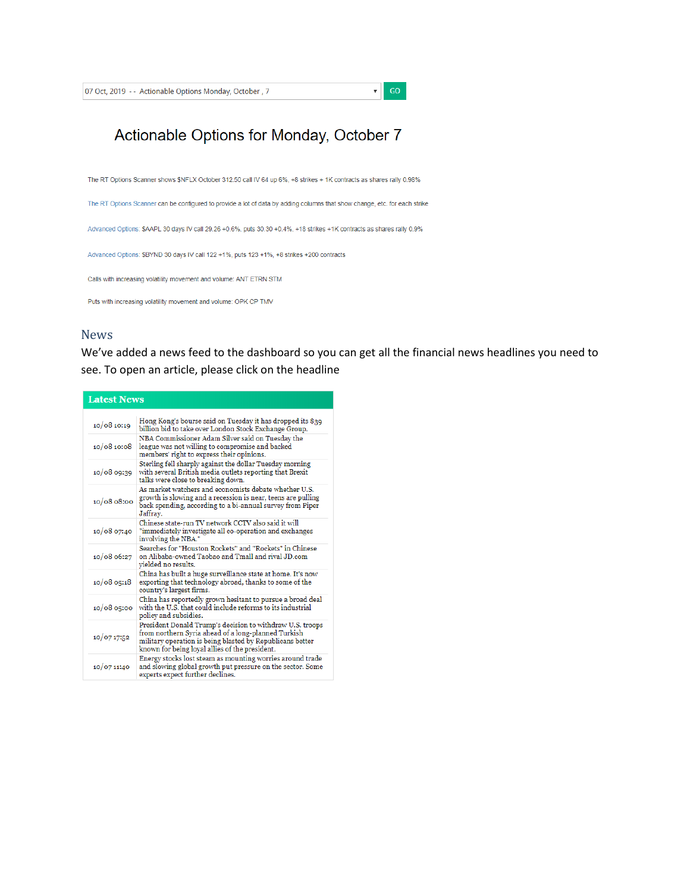07 Oct, 2019 -- Actionable Options Monday, October , 7 ▾ GO

# Actionable Options for Monday, October 7

The RT Options Scanner shows $NFLX October 312.50 call IV 64 up 6%, +8 strikes + 1K contracts as shares rally 0.98%

The RT Options Scanner can be configured to provide a lot of data by adding columns that show change, etc. for each strike

Advanced Options: $AAPL 30 days IV call 29.26 +0.6%, puts 30.30 +0.4%, +18 strikes +1K contracts as shares rally 0.9%

Advanced Options: $BYND 30 days IV call 122 +1%, puts 123 +1%, +8 strikes +200 contracts

Calls with increasing volatility movement and volume: ANT ETRN STM

Puts with increasing volatility movement and volume: OPK CP TMV

## News

We've added a news feed to the dashboard so you can get all the financial news headlines you need to see. To open an article, please click on the headline

| Latest News | |
|---|---|
| 10/08 10:19 | Hong Kong's bourse said on Tuesday it has dropped its $39 billion bid to take over London Stock Exchange Group. |
| 10/08 10:08 | NBA Commissioner Adam Silver said on Tuesday the league was not willing to compromise and backed members' right to express their opinions. |
| 10/08 09:39 | Sterling fell sharply against the dollar Tuesday morning with several British media outlets reporting that Brexit talks were close to breaking down. |
| 10/08 08:00 | As market watchers and economists debate whether U.S. growth is slowing and a recession is near, teens are pulling back spending, according to a bi-annual survey from Piper Jaffray. |
| 10/08 07:40 | Chinese state-run TV network CCTV also said it will "immediately investigate all co-operation and exchanges involving the NBA." |
| 10/08 06:27 | Searches for "Houston Rockets" and "Rockets" in Chinese on Alibaba-owned Taobao and Tmall and rival JD.com yielded no results. |
| 10/08 05:18 | China has built a huge surveillance state at home. It's now exporting that technology abroad, thanks to some of the country's largest firms. |
| 10/08 05:00 | China has reportedly grown hesitant to pursue a broad deal with the U.S. that could include reforms to its industrial policy and subsidies. |
| 10/07 17:52 | President Donald Trump's decision to withdraw U.S. troops from northern Syria ahead of a long-planned Turkish military operation is being blasted by Republicans better known for being loyal allies of the president. |
| 10/07 11:40 | Energy stocks lost steam as mounting worries around trade and slowing global growth put pressure on the sector. Some experts expect further declines. |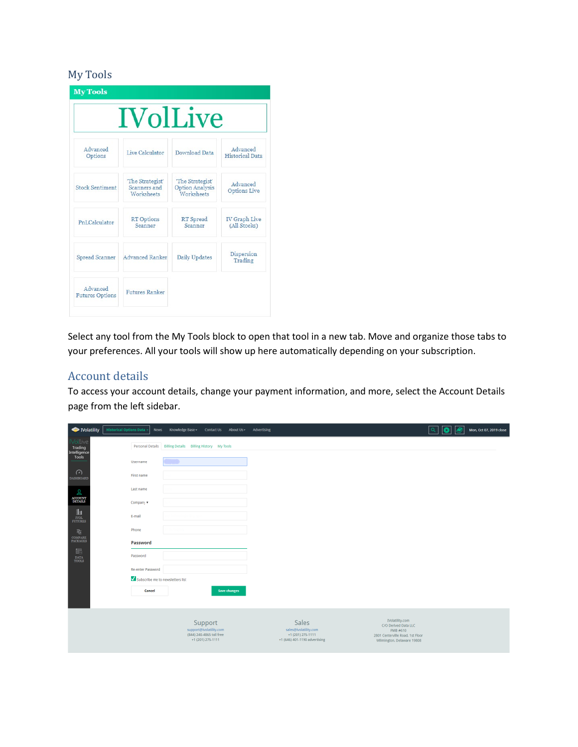## My Tools

Select any tool from the My Tools block to open that tool in a new tab. Move and organize those tabs to your preferences. All your tools will show up here automatically depending on your subscription.

## Account details

To access your account details, change your payment information, and more, select the Account Details page from the left sidebar.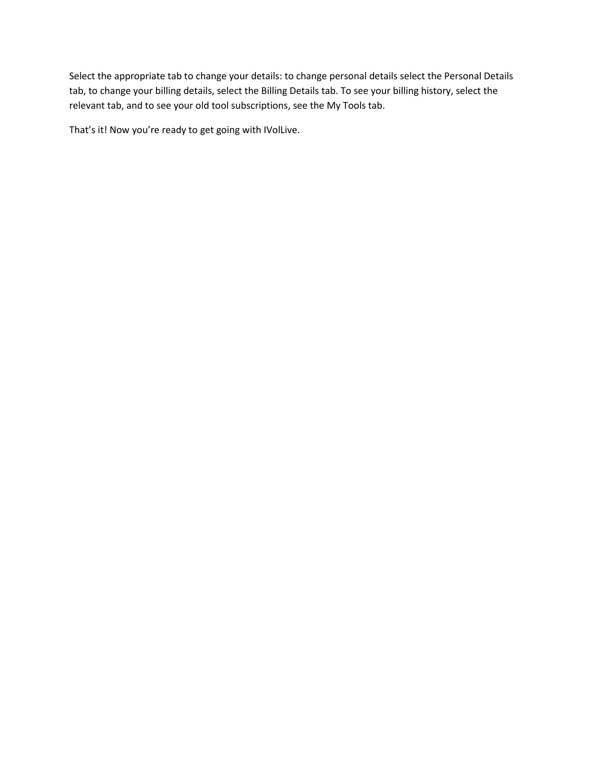Select the appropriate tab to change your details: to change personal details select the Personal Details tab, to change your billing details, select the Billing Details tab. To see your billing history, select the relevant tab, and to see your old tool subscriptions, see the My Tools tab.

That's it! Now you're ready to get going with IVolLive.